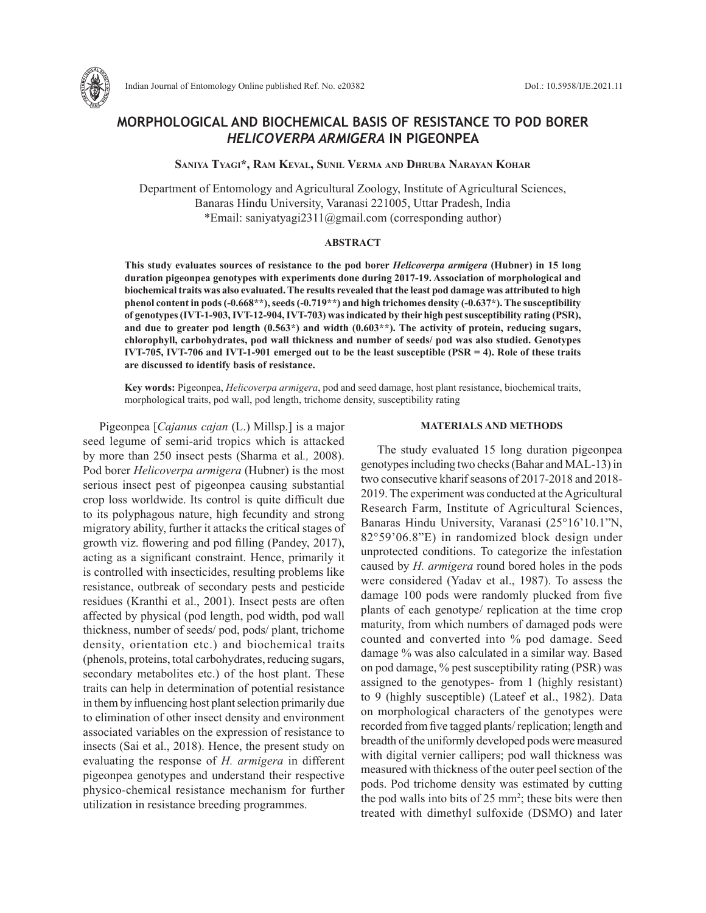# MORPHOLOGICAL AND BIOCHEMICAL BASIS OF RESISTANCE TO POD BORER *HELICOVERPA ARMIGERA* IN PIGEONPEA

**Saniya Tyagi\*, Ram Keval, Sunil Verma and Dhruba Narayan Kohar**

Department of Entomology and Agricultural Zoology, Institute of Agricultural Sciences, Banaras Hindu University, Varanasi 221005, Uttar Pradesh, India
\*Email: saniyatyagi2311@gmail.com (corresponding author)

## ABSTRACT

**This study evaluates sources of resistance to the pod borer *Helicoverpa armigera* (Hubner) in 15 long duration pigeonpea genotypes with experiments done during 2017-19. Association of morphological and biochemical traits was also evaluated. The results revealed that the least pod damage was attributed to high phenol content in pods (-0.668\*\*), seeds (-0.719\*\*) and high trichomes density (-0.637\*). The susceptibility of genotypes (IVT-1-903, IVT-12-904, IVT-703) was indicated by their high pest susceptibility rating (PSR), and due to greater pod length (0.563\*) and width (0.603\*\*). The activity of protein, reducing sugars, chlorophyll, carbohydrates, pod wall thickness and number of seeds/ pod was also studied. Genotypes IVT-705, IVT-706 and IVT-1-901 emerged out to be the least susceptible (PSR = 4). Role of these traits are discussed to identify basis of resistance.**

**Key words:** Pigeonpea, *Helicoverpa armigera*, pod and seed damage, host plant resistance, biochemical traits, morphological traits, pod wall, pod length, trichome density, susceptibility rating

Pigeonpea [*Cajanus cajan* (L.) Millsp.] is a major seed legume of semi-arid tropics which is attacked by more than 250 insect pests (Sharma et al*.,* 2008). Pod borer *Helicoverpa armigera* (Hubner) is the most serious insect pest of pigeonpea causing substantial crop loss worldwide. Its control is quite difficult due to its polyphagous nature, high fecundity and strong migratory ability, further it attacks the critical stages of growth viz. flowering and pod filling (Pandey, 2017), acting as a significant constraint. Hence, primarily it is controlled with insecticides, resulting problems like resistance, outbreak of secondary pests and pesticide residues (Kranthi et al., 2001). Insect pests are often affected by physical (pod length, pod width, pod wall thickness, number of seeds/ pod, pods/ plant, trichome density, orientation etc.) and biochemical traits (phenols, proteins, total carbohydrates, reducing sugars, secondary metabolites etc.) of the host plant. These traits can help in determination of potential resistance in them by influencing host plant selection primarily due to elimination of other insect density and environment associated variables on the expression of resistance to insects (Sai et al., 2018). Hence, the present study on evaluating the response of *H. armigera* in different pigeonpea genotypes and understand their respective physico-chemical resistance mechanism for further utilization in resistance breeding programmes.

## MATERIALS AND METHODS

The study evaluated 15 long duration pigeonpea genotypes including two checks (Bahar and MAL-13) in two consecutive kharif seasons of 2017-2018 and 2018-2019. The experiment was conducted at the Agricultural Research Farm, Institute of Agricultural Sciences, Banaras Hindu University, Varanasi (25°16'10.1"N, 82°59'06.8"E) in randomized block design under unprotected conditions. To categorize the infestation caused by *H. armigera* round bored holes in the pods were considered (Yadav et al., 1987). To assess the damage 100 pods were randomly plucked from five plants of each genotype/ replication at the time crop maturity, from which numbers of damaged pods were counted and converted into % pod damage. Seed damage % was also calculated in a similar way. Based on pod damage, % pest susceptibility rating (PSR) was assigned to the genotypes- from 1 (highly resistant) to 9 (highly susceptible) (Lateef et al., 1982). Data on morphological characters of the genotypes were recorded from five tagged plants/ replication; length and breadth of the uniformly developed pods were measured with digital vernier callipers; pod wall thickness was measured with thickness of the outer peel section of the pods. Pod trichome density was estimated by cutting the pod walls into bits of 25 mm$^2$; these bits were then treated with dimethyl sulfoxide (DSMO) and later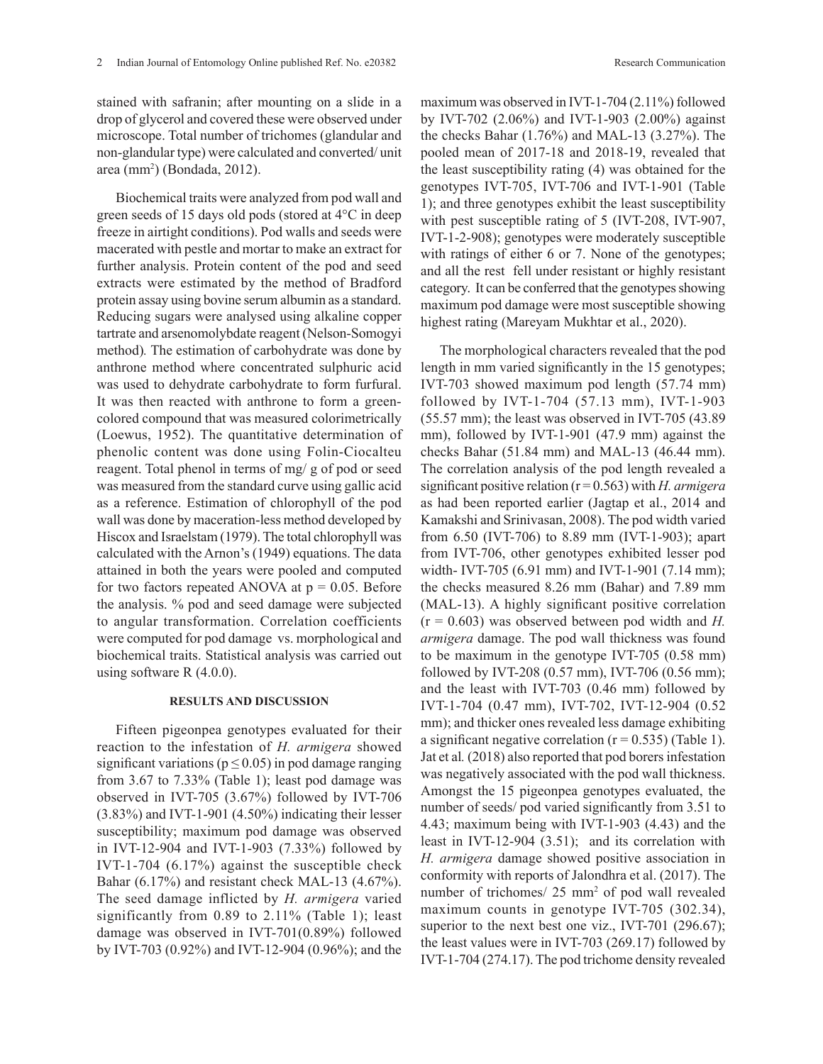stained with safranin; after mounting on a slide in a drop of glycerol and covered these were observed under microscope. Total number of trichomes (glandular and non-glandular type) were calculated and converted/ unit area ($mm^2$) (Bondada, 2012).

Biochemical traits were analyzed from pod wall and green seeds of 15 days old pods (stored at 4°C in deep freeze in airtight conditions). Pod walls and seeds were macerated with pestle and mortar to make an extract for further analysis. Protein content of the pod and seed extracts were estimated by the method of Bradford protein assay using bovine serum albumin as a standard. Reducing sugars were analysed using alkaline copper tartrate and arsenomolybdate reagent (Nelson-Somogyi method). The estimation of carbohydrate was done by anthrone method where concentrated sulphuric acid was used to dehydrate carbohydrate to form furfural. It was then reacted with anthrone to form a green-colored compound that was measured colorimetrically (Loewus, 1952). The quantitative determination of phenolic content was done using Folin-Ciocalteu reagent. Total phenol in terms of mg/ g of pod or seed was measured from the standard curve using gallic acid as a reference. Estimation of chlorophyll of the pod wall was done by maceration-less method developed by Hiscox and Israelstam (1979). The total chlorophyll was calculated with the Arnon's (1949) equations. The data attained in both the years were pooled and computed for two factors repeated ANOVA at $p = 0.05$. Before the analysis. % pod and seed damage were subjected to angular transformation. Correlation coefficients were computed for pod damage vs. morphological and biochemical traits. Statistical analysis was carried out using software R (4.0.0).

## RESULTS AND DISCUSSION

Fifteen pigeonpea genotypes evaluated for their reaction to the infestation of *H. armigera* showed significant variations ($p \leq 0.05$) in pod damage ranging from 3.67 to 7.33% (Table 1); least pod damage was observed in IVT-705 (3.67%) followed by IVT-706 (3.83%) and IVT-1-901 (4.50%) indicating their lesser susceptibility; maximum pod damage was observed in IVT-12-904 and IVT-1-903 (7.33%) followed by IVT-1-704 (6.17%) against the susceptible check Bahar (6.17%) and resistant check MAL-13 (4.67%). The seed damage inflicted by *H. armigera* varied significantly from 0.89 to 2.11% (Table 1); least damage was observed in IVT-701(0.89%) followed by IVT-703 (0.92%) and IVT-12-904 (0.96%); and the maximum was observed in IVT-1-704 (2.11%) followed by IVT-702 (2.06%) and IVT-1-903 (2.00%) against the checks Bahar (1.76%) and MAL-13 (3.27%). The pooled mean of 2017-18 and 2018-19, revealed that the least susceptibility rating (4) was obtained for the genotypes IVT-705, IVT-706 and IVT-1-901 (Table 1); and three genotypes exhibit the least susceptibility with pest susceptible rating of 5 (IVT-208, IVT-907, IVT-1-2-908); genotypes were moderately susceptible with ratings of either 6 or 7. None of the genotypes; and all the rest fell under resistant or highly resistant category. It can be conferred that the genotypes showing maximum pod damage were most susceptible showing highest rating (Mareyam Mukhtar et al., 2020).

The morphological characters revealed that the pod length in mm varied significantly in the 15 genotypes; IVT-703 showed maximum pod length (57.74 mm) followed by IVT-1-704 (57.13 mm), IVT-1-903 (55.57 mm); the least was observed in IVT-705 (43.89 mm), followed by IVT-1-901 (47.9 mm) against the checks Bahar (51.84 mm) and MAL-13 (46.44 mm). The correlation analysis of the pod length revealed a significant positive relation ($r = 0.563$) with *H. armigera* as had been reported earlier (Jagtap et al., 2014 and Kamakshi and Srinivasan, 2008). The pod width varied from 6.50 (IVT-706) to 8.89 mm (IVT-1-903); apart from IVT-706, other genotypes exhibited lesser pod width- IVT-705 (6.91 mm) and IVT-1-901 (7.14 mm); the checks measured 8.26 mm (Bahar) and 7.89 mm (MAL-13). A highly significant positive correlation ($r = 0.603$) was observed between pod width and *H. armigera* damage. The pod wall thickness was found to be maximum in the genotype IVT-705 (0.58 mm) followed by IVT-208 (0.57 mm), IVT-706 (0.56 mm); and the least with IVT-703 (0.46 mm) followed by IVT-1-704 (0.47 mm), IVT-702, IVT-12-904 (0.52 mm); and thicker ones revealed less damage exhibiting a significant negative correlation ($r = 0.535$) (Table 1). Jat et al. (2018) also reported that pod borers infestation was negatively associated with the pod wall thickness. Amongst the 15 pigeonpea genotypes evaluated, the number of seeds/ pod varied significantly from 3.51 to 4.43; maximum being with IVT-1-903 (4.43) and the least in IVT-12-904 (3.51); and its correlation with *H. armigera* damage showed positive association in conformity with reports of Jalondhra et al. (2017). The number of trichomes/ 25 $mm^2$ of pod wall revealed maximum counts in genotype IVT-705 (302.34), superior to the next best one viz., IVT-701 (296.67); the least values were in IVT-703 (269.17) followed by IVT-1-704 (274.17). The pod trichome density revealed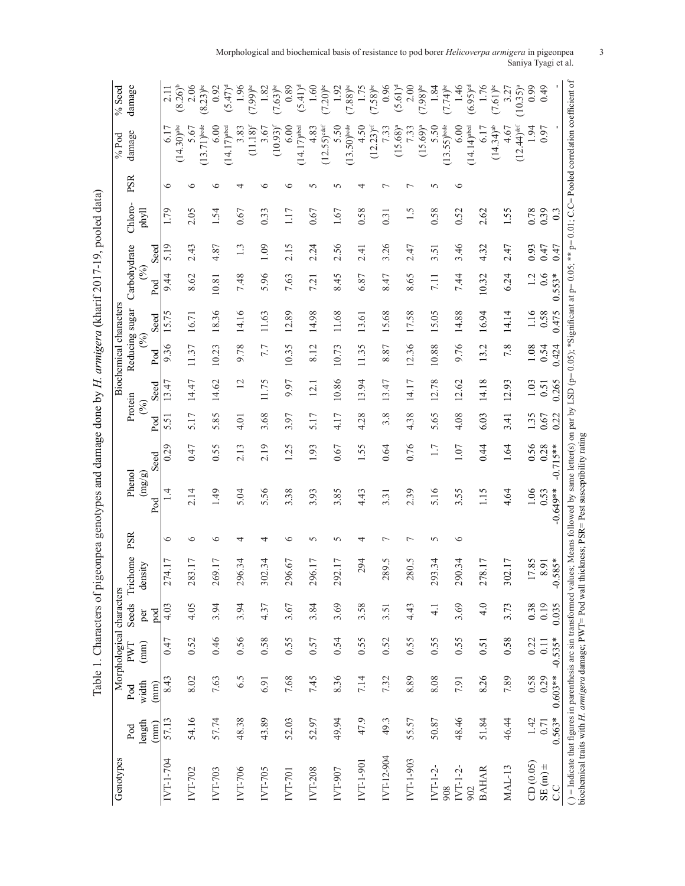Table 1. Characters of pigeonpea genotypes and damage done by *H. armigera* (kharif 2017-19, pooled data)

| Genotypes | Morphological characters | | | | | | Biochemical characters | | | | | | | | | | | % Pod damage | % Seed damage |
|---|---|---|---|---|---|---|---|---|---|---|---|---|---|---|---|---|---|---|---|
| | Pod length (mm) | Pod width (mm) | PWT (mm) | Seeds per pod | Trichome density | PSR | Phenol (mg/g) | | Protein (%) | | Reducing sugar (%) | | Carbohydrate (%) | | Chloro-phyll | PSR | | | |
| | | | | | | | Pod | Seed | Pod | Seed | Pod | Seed | Pod | Seed | | | | | |
| IVT-1-704 | 57.13 | 8.43 | 0.47 | 4.03 | 274.17 | 6 | 1.4 | 0.29 | 5.51 | 13.47 | 9.36 | 15.75 | 9.44 | 5.19 | 1.79 | 6 | | 6.17 (14.30)[abc] | 2.11 (8.26)[b] |
| IVT-702 | 54.16 | 8.02 | 0.52 | 4.05 | 283.17 | 6 | 2.14 | 0.47 | 5.17 | 14.47 | 11.37 | 16.71 | 8.62 | 2.43 | 2.05 | 6 | | 5.67 (13.71)[bcde] | 2.06 (8.23)[bc] |
| IVT-703 | 57.74 | 7.63 | 0.46 | 3.94 | 269.17 | 6 | 1.49 | 0.55 | 5.85 | 14.62 | 10.23 | 18.36 | 10.81 | 4.87 | 1.54 | 6 | | 6.00 (14.17)[abcd] | 0.92 (5.47)[d] |
| IVT-706 | 48.38 | 6.5 | 0.56 | 3.94 | 296.34 | 4 | 5.04 | 2.13 | 4.01 | 12 | 9.78 | 14.16 | 7.48 | 1.3 | 0.67 | 4 | | 3.83 (11.18)[f] | 1.96 (7.99)[bc] |
| IVT-705 | 43.89 | 6.91 | 0.58 | 4.37 | 302.34 | 4 | 5.56 | 2.19 | 3.68 | 11.75 | 7.7 | 11.63 | 5.96 | 1.09 | 0.33 | 6 | | 3.67 (10.93)[f] | 1.82 (7.63)[bc] |
| IVT-701 | 52.03 | 7.68 | 0.55 | 3.67 | 296.67 | 6 | 3.38 | 1.25 | 3.97 | 9.97 | 10.35 | 12.89 | 7.63 | 2.15 | 1.17 | 6 | | 6.00 (14.17)[abcd] | 0.89 (5.41)[d] |
| IVT-208 | 52.97 | 7.45 | 0.57 | 3.84 | 296.17 | 5 | 3.93 | 1.93 | 5.17 | 12.1 | 8.12 | 14.98 | 7.21 | 2.24 | 0.67 | 5 | | 4.83 (12.55)[cdef] | 1.60 (7.20)[bc] |
| IVT-907 | 49.94 | 8.36 | 0.54 | 3.69 | 292.17 | 5 | 3.85 | 0.67 | 4.17 | 10.86 | 10.73 | 11.68 | 8.45 | 2.56 | 1.67 | 5 | | 5.50 (13.50)[bcde] | 1.92 (7.88)[bc] |
| IVT-1-901 | 47.9 | 7.14 | 0.55 | 3.58 | 294 | 4 | 4.43 | 1.55 | 4.28 | 13.94 | 11.35 | 13.61 | 6.87 | 2.41 | 0.58 | 4 | | 4.50 (12.23)[ef] | 1.75 (7.58)[bc] |
| IVT-12-904 | 49.3 | 7.32 | 0.52 | 3.51 | 289.5 | 7 | 3.31 | 0.64 | 3.8 | 13.47 | 8.87 | 15.68 | 8.47 | 3.26 | 0.31 | 7 | | 7.33 (15.68)[a] | 0.96 (5.61)[d] |
| IVT-1-903 | 55.57 | 8.89 | 0.55 | 4.43 | 280.5 | 7 | 2.39 | 0.76 | 4.38 | 14.17 | 12.36 | 17.58 | 8.65 | 2.47 | 1.5 | 7 | | 7.33 (15.69)[a] | 2.00 (7.98)[bc] |
| IVT-1-2-908 | 50.87 | 8.08 | 0.55 | 4.1 | 293.34 | 5 | 5.16 | 1.7 | 5.65 | 12.78 | 10.88 | 15.05 | 7.11 | 3.51 | 0.58 | 5 | | 5.50 (13.55)[bcde] | 1.84 (7.74)[bc] |
| IVT-1-2-902 | 48.46 | 7.91 | 0.55 | 3.69 | 290.34 | 6 | 3.55 | 1.07 | 4.08 | 12.62 | 9.76 | 14.88 | 7.44 | 3.46 | 0.52 | 6 | | 6.00 (14.14)[abcd] | 1.46 (6.95)[cd] |
| BAHAR | 51.84 | 8.26 | 0.51 | 4.0 | 278.17 | | 1.15 | 0.44 | 6.03 | 14.18 | 13.2 | 16.94 | 10.32 | 4.32 | 2.62 | | | 6.17 (14.34)[ab] | 1.76 (7.61)[bc] |
| MAL-13 | 46.44 | 7.89 | 0.58 | 3.73 | 302.17 | | 4.64 | 1.64 | 3.41 | 12.93 | 7.8 | 14.14 | 6.24 | 2.47 | 1.55 | | | 4.67 (12.44)[def] | 3.27 (10.35)[a] |
| CD (0.05) | 1.42 | 0.58 | 0.22 | 0.38 | 17.85 | | 1.06 | 0.56 | 1.35 | 1.03 | 1.08 | 1.16 | 1.2 | 0.93 | 0.78 | | | 1.94 | 0.99 |
| SE (m) ± | 0.71 | 0.29 | 0.11 | 0.19 | 8.91 | | 0.53 | 0.28 | 0.67 | 0.51 | 0.54 | 0.58 | 0.6 | 0.47 | 0.39 | | | 0.97 | 0.49 |
| C.C | 0.563* | 0.603** | -0.535* | 0.035 | -0.585* | | -0.649** | -0.715** | 0.22 | 0.265 | 0.424 | 0.475 | 0.553* | 0.47 | 0.3 | | | - | - |

( ) = Indicate that figures in parenthesis are sin transformed values; Means followed by same letter(s) on par by LSD (p= 0.05); *Significant at p= 0.05; ** p= 0.01; C.C= Pooled correlation coefficient of biochemical traits with *H. armigera* damage; PWT= Pod wall thickness; PSR= Pest susceptibility rating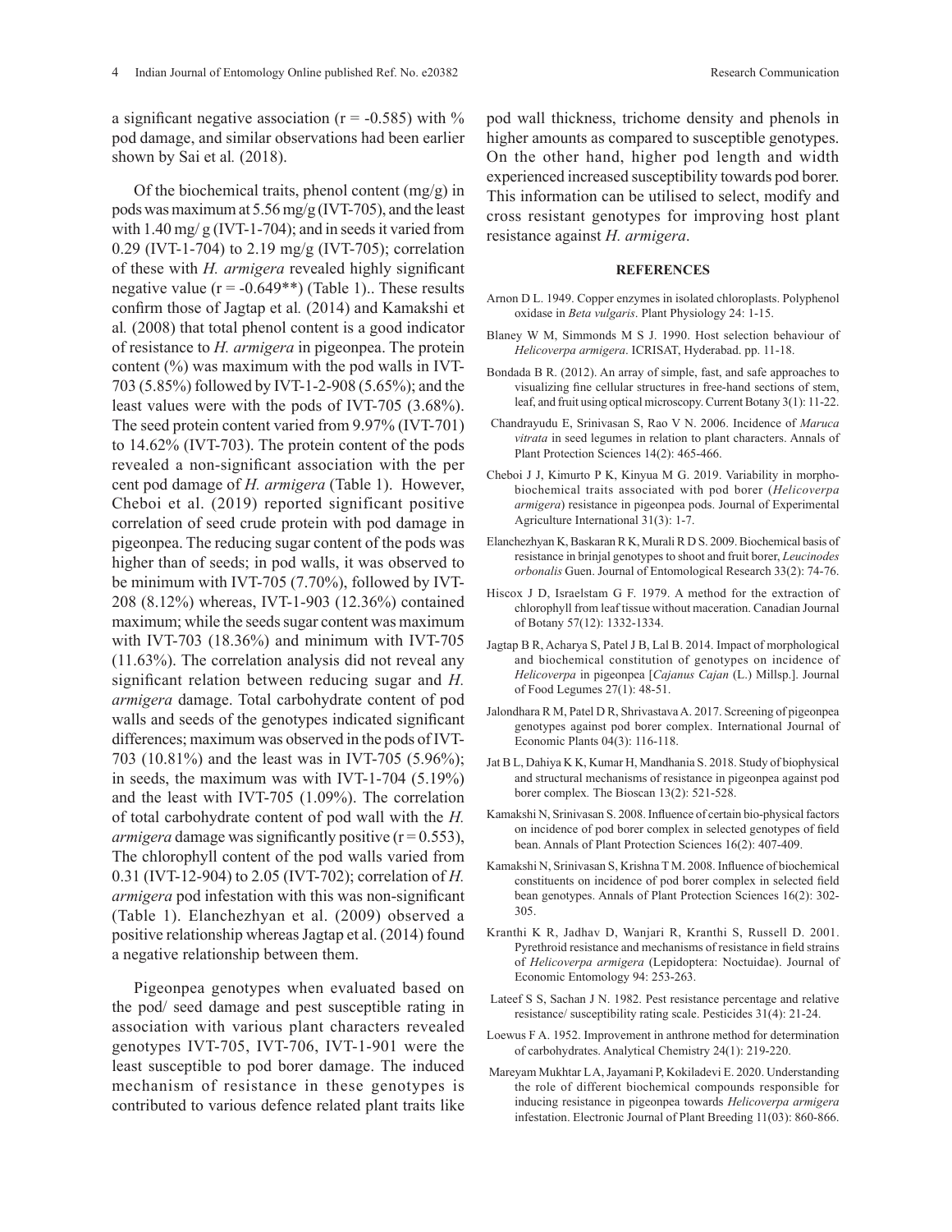a significant negative association (r = -0.585) with % pod damage, and similar observations had been earlier shown by Sai et al*.* (2018).

Of the biochemical traits, phenol content (mg/g) in pods was maximum at 5.56 mg/g (IVT-705), and the least with 1.40 mg/ g (IVT-1-704); and in seeds it varied from 0.29 (IVT-1-704) to 2.19 mg/g (IVT-705); correlation of these with *H. armigera* revealed highly significant negative value (r = -0.649**) (Table 1).. These results confirm those of Jagtap et al*.* (2014) and Kamakshi et al*.* (2008) that total phenol content is a good indicator of resistance to *H. armigera* in pigeonpea. The protein content (%) was maximum with the pod walls in IVT-703 (5.85%) followed by IVT-1-2-908 (5.65%); and the least values were with the pods of IVT-705 (3.68%). The seed protein content varied from 9.97% (IVT-701) to 14.62% (IVT-703). The protein content of the pods revealed a non-significant association with the per cent pod damage of *H. armigera* (Table 1). However, Cheboi et al. (2019) reported significant positive correlation of seed crude protein with pod damage in pigeonpea. The reducing sugar content of the pods was higher than of seeds; in pod walls, it was observed to be minimum with IVT-705 (7.70%), followed by IVT-208 (8.12%) whereas, IVT-1-903 (12.36%) contained maximum; while the seeds sugar content was maximum with IVT-703 (18.36%) and minimum with IVT-705 (11.63%). The correlation analysis did not reveal any significant relation between reducing sugar and *H. armigera* damage. Total carbohydrate content of pod walls and seeds of the genotypes indicated significant differences; maximum was observed in the pods of IVT-703 (10.81%) and the least was in IVT-705 (5.96%); in seeds, the maximum was with IVT-1-704 (5.19%) and the least with IVT-705 (1.09%). The correlation of total carbohydrate content of pod wall with the *H. armigera* damage was significantly positive (r = 0.553), The chlorophyll content of the pod walls varied from 0.31 (IVT-12-904) to 2.05 (IVT-702); correlation of *H. armigera* pod infestation with this was non-significant (Table 1). Elanchezhyan et al. (2009) observed a positive relationship whereas Jagtap et al. (2014) found a negative relationship between them.

Pigeonpea genotypes when evaluated based on the pod/ seed damage and pest susceptible rating in association with various plant characters revealed genotypes IVT-705, IVT-706, IVT-1-901 were the least susceptible to pod borer damage. The induced mechanism of resistance in these genotypes is contributed to various defence related plant traits like pod wall thickness, trichome density and phenols in higher amounts as compared to susceptible genotypes. On the other hand, higher pod length and width experienced increased susceptibility towards pod borer. This information can be utilised to select, modify and cross resistant genotypes for improving host plant resistance against *H. armigera*.

## REFERENCES

Arnon D L. 1949. Copper enzymes in isolated chloroplasts. Polyphenol oxidase in *Beta vulgaris*. Plant Physiology 24: 1-15.

Blaney W M, Simmonds M S J. 1990. Host selection behaviour of *Helicoverpa armigera*. ICRISAT, Hyderabad. pp. 11-18.

Bondada B R. (2012). An array of simple, fast, and safe approaches to visualizing fine cellular structures in free-hand sections of stem, leaf, and fruit using optical microscopy. Current Botany 3(1): 11-22.

Chandrayudu E, Srinivasan S, Rao V N. 2006. Incidence of *Maruca vitrata* in seed legumes in relation to plant characters. Annals of Plant Protection Sciences 14(2): 465-466.

Cheboi J J, Kimurto P K, Kinyua M G. 2019. Variability in morpho-biochemical traits associated with pod borer (*Helicoverpa armigera*) resistance in pigeonpea pods. Journal of Experimental Agriculture International 31(3): 1-7.

Elanchezhyan K, Baskaran R K, Murali R D S. 2009. Biochemical basis of resistance in brinjal genotypes to shoot and fruit borer, *Leucinodes orbonalis* Guen. Journal of Entomological Research 33(2): 74-76.

Hiscox J D, Israelstam G F. 1979. A method for the extraction of chlorophyll from leaf tissue without maceration. Canadian Journal of Botany 57(12): 1332-1334.

Jagtap B R, Acharya S, Patel J B, Lal B. 2014. Impact of morphological and biochemical constitution of genotypes on incidence of *Helicoverpa* in pigeonpea [*Cajanus Cajan* (L.) Millsp.]. Journal of Food Legumes 27(1): 48-51.

Jalondhara R M, Patel D R, Shrivastava A. 2017. Screening of pigeonpea genotypes against pod borer complex. International Journal of Economic Plants 04(3): 116-118.

Jat B L, Dahiya K K, Kumar H, Mandhania S. 2018. Study of biophysical and structural mechanisms of resistance in pigeonpea against pod borer complex. The Bioscan 13(2): 521-528.

Kamakshi N, Srinivasan S. 2008. Influence of certain bio-physical factors on incidence of pod borer complex in selected genotypes of field bean. Annals of Plant Protection Sciences 16(2): 407-409.

Kamakshi N, Srinivasan S, Krishna T M. 2008. Influence of biochemical constituents on incidence of pod borer complex in selected field bean genotypes. Annals of Plant Protection Sciences 16(2): 302-305.

Kranthi K R, Jadhav D, Wanjari R, Kranthi S, Russell D. 2001. Pyrethroid resistance and mechanisms of resistance in field strains of *Helicoverpa armigera* (Lepidoptera: Noctuidae). Journal of Economic Entomology 94: 253-263.

Lateef S S, Sachan J N. 1982. Pest resistance percentage and relative resistance/ susceptibility rating scale. Pesticides 31(4): 21-24.

Loewus F A. 1952. Improvement in anthrone method for determination of carbohydrates. Analytical Chemistry 24(1): 219-220.

Mareyam Mukhtar L A, Jayamani P, Kokiladevi E. 2020. Understanding the role of different biochemical compounds responsible for inducing resistance in pigeonpea towards *Helicoverpa armigera* infestation. Electronic Journal of Plant Breeding 11(03): 860-866.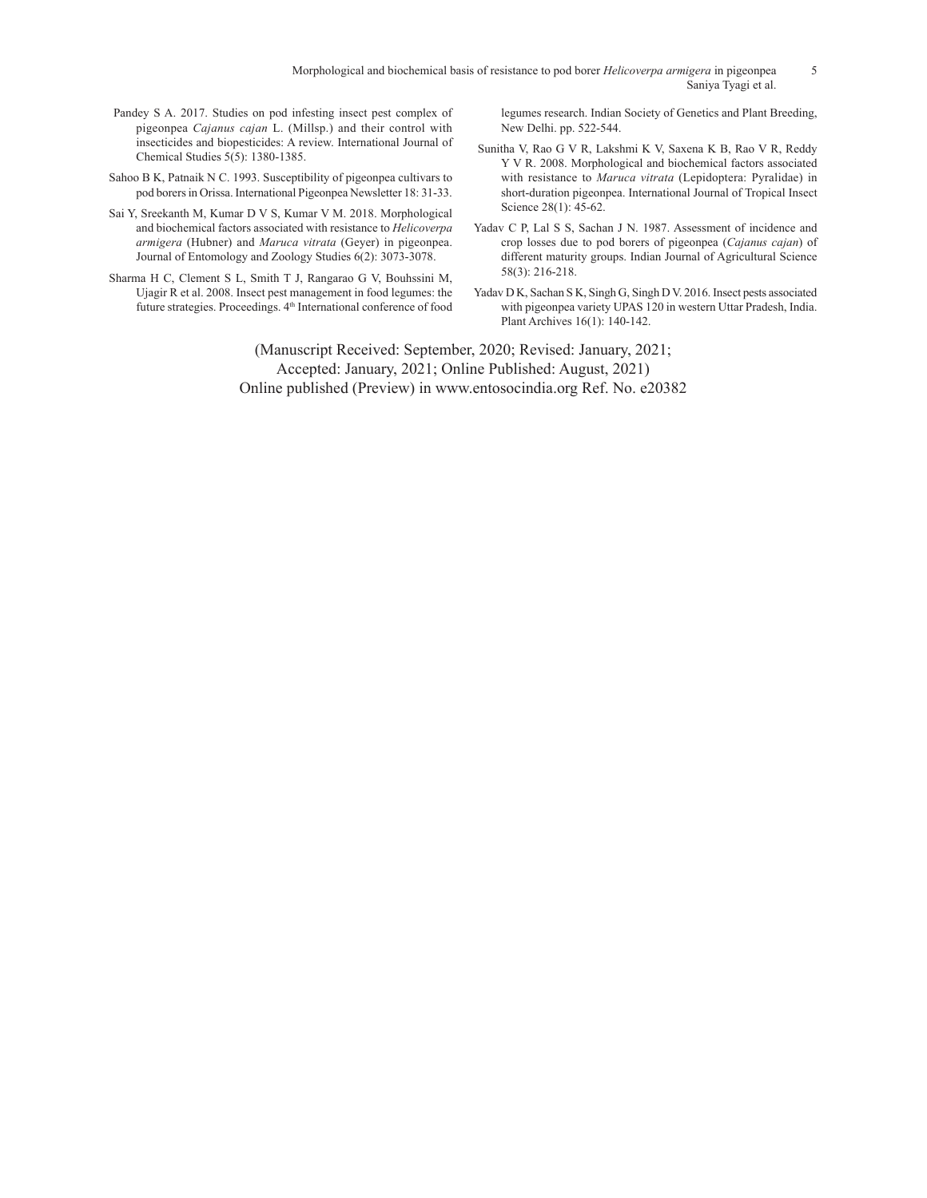Pandey S A. 2017. Studies on pod infesting insect pest complex of pigeonpea *Cajanus cajan* L. (Millsp.) and their control with insecticides and biopesticides: A review. International Journal of Chemical Studies 5(5): 1380-1385.

Sahoo B K, Patnaik N C. 1993. Susceptibility of pigeonpea cultivars to pod borers in Orissa. International Pigeonpea Newsletter 18: 31-33.

Sai Y, Sreekanth M, Kumar D V S, Kumar V M. 2018. Morphological and biochemical factors associated with resistance to *Helicoverpa armigera* (Hubner) and *Maruca vitrata* (Geyer) in pigeonpea. Journal of Entomology and Zoology Studies 6(2): 3073-3078.

Sharma H C, Clement S L, Smith T J, Rangarao G V, Bouhssini M, Ujagir R et al. 2008. Insect pest management in food legumes: the future strategies. Proceedings. 4th International conference of food legumes research. Indian Society of Genetics and Plant Breeding, New Delhi. pp. 522-544.

Sunitha V, Rao G V R, Lakshmi K V, Saxena K B, Rao V R, Reddy Y V R. 2008. Morphological and biochemical factors associated with resistance to *Maruca vitrata* (Lepidoptera: Pyralidae) in short-duration pigeonpea. International Journal of Tropical Insect Science 28(1): 45-62.

Yadav C P, Lal S S, Sachan J N. 1987. Assessment of incidence and crop losses due to pod borers of pigeonpea (*Cajanus cajan*) of different maturity groups. Indian Journal of Agricultural Science 58(3): 216-218.

Yadav D K, Sachan S K, Singh G, Singh D V. 2016. Insect pests associated with pigeonpea variety UPAS 120 in western Uttar Pradesh, India. Plant Archives 16(1): 140-142.

(Manuscript Received: September, 2020; Revised: January, 2021; Accepted: January, 2021; Online Published: August, 2021)
Online published (Preview) in www.entosocindia.org Ref. No. e20382